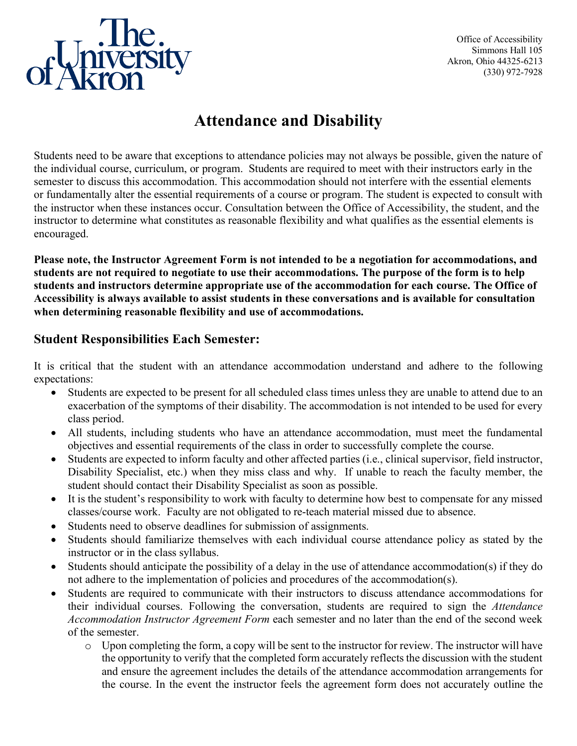Office of Accessibility
Simmons Hall 105
Akron, Ohio 44325-6213
(330) 972-7928

# Attendance and Disability

Students need to be aware that exceptions to attendance policies may not always be possible, given the nature of the individual course, curriculum, or program. Students are required to meet with their instructors early in the semester to discuss this accommodation. This accommodation should not interfere with the essential elements or fundamentally alter the essential requirements of a course or program. The student is expected to consult with the instructor when these instances occur. Consultation between the Office of Accessibility, the student, and the instructor to determine what constitutes as reasonable flexibility and what qualifies as the essential elements is encouraged.

**Please note, the Instructor Agreement Form is not intended to be a negotiation for accommodations, and students are not required to negotiate to use their accommodations. The purpose of the form is to help students and instructors determine appropriate use of the accommodation for each course. The Office of Accessibility is always available to assist students in these conversations and is available for consultation when determining reasonable flexibility and use of accommodations.**

## Student Responsibilities Each Semester:

It is critical that the student with an attendance accommodation understand and adhere to the following expectations:

- Students are expected to be present for all scheduled class times unless they are unable to attend due to an exacerbation of the symptoms of their disability. The accommodation is not intended to be used for every class period.
- All students, including students who have an attendance accommodation, must meet the fundamental objectives and essential requirements of the class in order to successfully complete the course.
- Students are expected to inform faculty and other affected parties (i.e., clinical supervisor, field instructor, Disability Specialist, etc.) when they miss class and why. If unable to reach the faculty member, the student should contact their Disability Specialist as soon as possible.
- It is the student's responsibility to work with faculty to determine how best to compensate for any missed classes/course work. Faculty are not obligated to re-teach material missed due to absence.
- Students need to observe deadlines for submission of assignments.
- Students should familiarize themselves with each individual course attendance policy as stated by the instructor or in the class syllabus.
- Students should anticipate the possibility of a delay in the use of attendance accommodation(s) if they do not adhere to the implementation of policies and procedures of the accommodation(s).
- Students are required to communicate with their instructors to discuss attendance accommodations for their individual courses. Following the conversation, students are required to sign the *Attendance Accommodation Instructor Agreement Form* each semester and no later than the end of the second week of the semester.
    - Upon completing the form, a copy will be sent to the instructor for review. The instructor will have the opportunity to verify that the completed form accurately reflects the discussion with the student and ensure the agreement includes the details of the attendance accommodation arrangements for the course. In the event the instructor feels the agreement form does not accurately outline the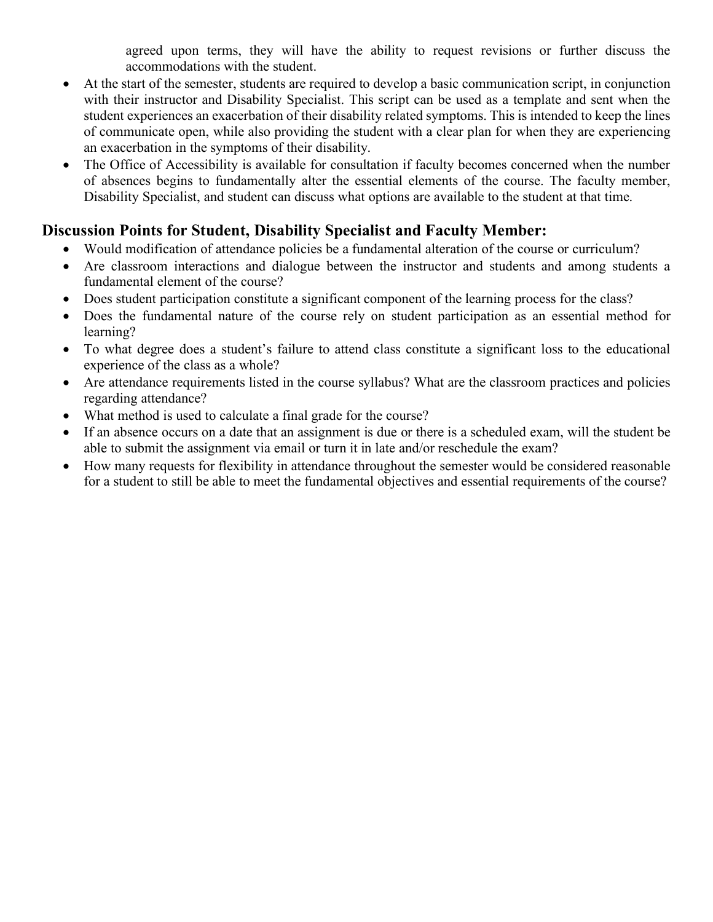agreed upon terms, they will have the ability to request revisions or further discuss the accommodations with the student.

- At the start of the semester, students are required to develop a basic communication script, in conjunction with their instructor and Disability Specialist. This script can be used as a template and sent when the student experiences an exacerbation of their disability related symptoms. This is intended to keep the lines of communicate open, while also providing the student with a clear plan for when they are experiencing an exacerbation in the symptoms of their disability.
- The Office of Accessibility is available for consultation if faculty becomes concerned when the number of absences begins to fundamentally alter the essential elements of the course. The faculty member, Disability Specialist, and student can discuss what options are available to the student at that time.

## Discussion Points for Student, Disability Specialist and Faculty Member:

- Would modification of attendance policies be a fundamental alteration of the course or curriculum?
- Are classroom interactions and dialogue between the instructor and students and among students a fundamental element of the course?
- Does student participation constitute a significant component of the learning process for the class?
- Does the fundamental nature of the course rely on student participation as an essential method for learning?
- To what degree does a student's failure to attend class constitute a significant loss to the educational experience of the class as a whole?
- Are attendance requirements listed in the course syllabus? What are the classroom practices and policies regarding attendance?
- What method is used to calculate a final grade for the course?
- If an absence occurs on a date that an assignment is due or there is a scheduled exam, will the student be able to submit the assignment via email or turn it in late and/or reschedule the exam?
- How many requests for flexibility in attendance throughout the semester would be considered reasonable for a student to still be able to meet the fundamental objectives and essential requirements of the course?